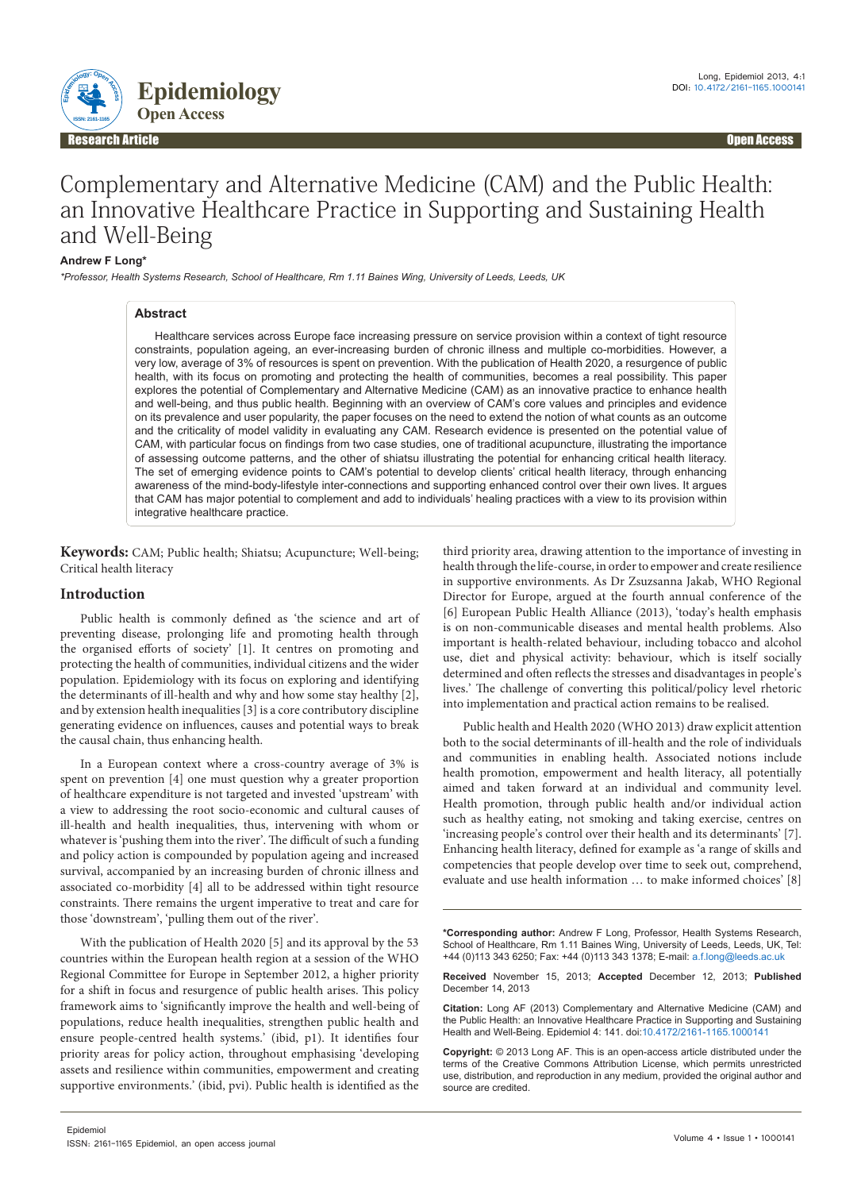Research Article — Open Access

# Complementary and Alternative Medicine (CAM) and the Public Health: an Innovative Healthcare Practice in Supporting and Sustaining Health and Well-Being

**Andrew F Long***

*\*Professor, Health Systems Research, School of Healthcare, Rm 1.11 Baines Wing, University of Leeds, UK*

## Abstract

Healthcare services across Europe face increasing pressure on service provision within a context of tight resource constraints, population ageing, an ever-increasing burden of chronic illness and multiple co-morbidities. However, a very low, average of 3% of resources is spent on prevention. With the publication of Health 2020, a resurgence of public health, with its focus on promoting and protecting the health of communities, becomes a real possibility. This paper explores the potential of Complementary and Alternative Medicine (CAM) as an innovative practice to enhance health and well-being, and thus public health. Beginning with an overview of CAM's core values and principles and evidence on its prevalence and user popularity, the paper focuses on the need to extend the notion of what counts as an outcome and the criticality of model validity in evaluating any CAM. Research evidence is presented on the potential value of CAM, with particular focus on findings from two case studies, one of traditional acupuncture, illustrating the importance of assessing outcome patterns, and the other of shiatsu illustrating the potential for enhancing critical health literacy. The set of emerging evidence points to CAM's potential to develop clients' critical health literacy, through enhancing awareness of the mind-body-lifestyle inter-connections and supporting enhanced control over their own lives. It argues that CAM has major potential to complement and add to individuals' healing practices with a view to its provision within integrative healthcare practice.

**Keywords:** CAM; Public health; Shiatsu; Acupuncture; Well-being; Critical health literacy

## Introduction

Public health is commonly defined as 'the science and art of preventing disease, prolonging life and promoting health through the organised efforts of society' [1]. It centres on promoting and protecting the health of communities, individual citizens and the wider population. Epidemiology with its focus on exploring and identifying the determinants of ill-health and why and how some stay healthy [2], and by extension health inequalities [3] is a core contributory discipline generating evidence on influences, causes and potential ways to break the causal chain, thus enhancing health.

In a European context where a cross-country average of 3% is spent on prevention [4] one must question why a greater proportion of healthcare expenditure is not targeted and invested 'upstream' with a view to addressing the root socio-economic and cultural causes of ill-health and health inequalities, thus, intervening with whom or whatever is 'pushing them into the river'. The difficult of such a funding and policy action is compounded by population ageing and increased survival, accompanied by an increasing burden of chronic illness and associated co-morbidity [4] all to be addressed within tight resource constraints. There remains the urgent imperative to treat and care for those 'downstream', 'pulling them out of the river'.

With the publication of Health 2020 [5] and its approval by the 53 countries within the European health region at a session of the WHO Regional Committee for Europe in September 2012, a higher priority for a shift in focus and resurgence of public health arises. This policy framework aims to 'significantly improve the health and well-being of populations, reduce health inequalities, strengthen public health and ensure people-centred health systems.' (ibid, p1). It identifies four priority areas for policy action, throughout emphasising 'developing assets and resilience within communities, empowerment and creating supportive environments.' (ibid, pvi). Public health is identified as the third priority area, drawing attention to the importance of investing in health through the life-course, in order to empower and create resilience in supportive environments. As Dr Zsuzsanna Jakab, WHO Regional Director for Europe, argued at the fourth annual conference of the [6] European Public Health Alliance (2013), 'today's health emphasis is on non-communicable diseases and mental health problems. Also important is health-related behaviour, including tobacco and alcohol use, diet and physical activity: behaviour, which is itself socially determined and often reflects the stresses and disadvantages in people's lives.' The challenge of converting this political/policy level rhetoric into implementation and practical action remains to be realised.

Public health and Health 2020 (WHO 2013) draw explicit attention both to the social determinants of ill-health and the role of individuals and communities in enabling health. Associated notions include health promotion, empowerment and health literacy, all potentially aimed and taken forward at an individual and community level. Health promotion, through public health and/or individual action such as healthy eating, not smoking and taking exercise, centres on 'increasing people's control over their health and its determinants' [7]. Enhancing health literacy, defined for example as 'a range of skills and competencies that people develop over time to seek out, comprehend, evaluate and use health information … to make informed choices' [8]

---

**\*Corresponding author:** Andrew F Long, Professor, Health Systems Research, School of Healthcare, Rm 1.11 Baines Wing, University of Leeds, Leeds, UK, Tel: +44 (0)113 343 6250; Fax: +44 (0)113 343 1378; E-mail: a.f.long@leeds.ac.uk

**Received** November 15, 2013; **Accepted** December 12, 2013; **Published** December 14, 2013

**Citation:** Long AF (2013) Complementary and Alternative Medicine (CAM) and the Public Health: an Innovative Healthcare Practice in Supporting and Sustaining Health and Well-Being. Epidemiol 4: 141. doi:10.4172/2161-1165.1000141

**Copyright:** © 2013 Long AF. This is an open-access article distributed under the terms of the Creative Commons Attribution License, which permits unrestricted use, distribution, and reproduction in any medium, provided the original author and source are credited.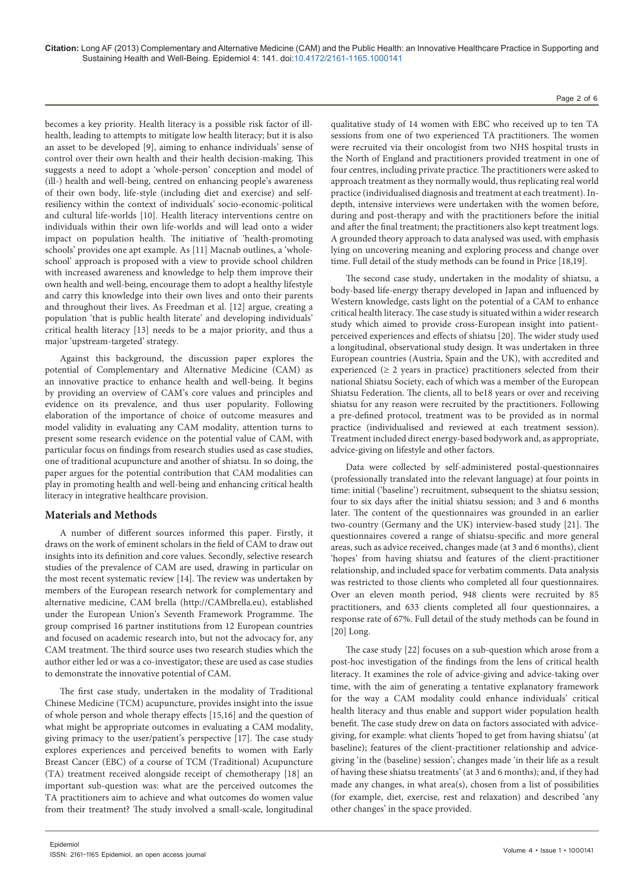becomes a key priority. Health literacy is a possible risk factor of ill-health, leading to attempts to mitigate low health literacy; but it is also an asset to be developed [9], aiming to enhance individuals' sense of control over their own health and their health decision-making. This suggests a need to adopt a 'whole-person' conception and model of (ill-) health and well-being, centred on enhancing people's awareness of their own body, life-style (including diet and exercise) and self-resiliency within the context of individuals' socio-economic-political and cultural life-worlds [10]. Health literacy interventions centre on individuals within their own life-worlds and will lead onto a wider impact on population health. The initiative of 'health-promoting schools' provides one apt example. As [11] Macnab outlines, a 'whole-school' approach is proposed with a view to provide school children with increased awareness and knowledge to help them improve their own health and well-being, encourage them to adopt a healthy lifestyle and carry this knowledge into their own lives and onto their parents and throughout their lives. As Freedman et al. [12] argue, creating a population 'that is public health literate' and developing individuals' critical health literacy [13] needs to be a major priority, and thus a major 'upstream-targeted' strategy.

Against this background, the discussion paper explores the potential of Complementary and Alternative Medicine (CAM) as an innovative practice to enhance health and well-being. It begins by providing an overview of CAM's core values and principles and evidence on its prevalence, and thus user popularity. Following elaboration of the importance of choice of outcome measures and model validity in evaluating any CAM modality, attention turns to present some research evidence on the potential value of CAM, with particular focus on findings from research studies used as case studies, one of traditional acupuncture and another of shiatsu. In so doing, the paper argues for the potential contribution that CAM modalities can play in promoting health and well-being and enhancing critical health literacy in integrative healthcare provision.

## Materials and Methods

A number of different sources informed this paper. Firstly, it draws on the work of eminent scholars in the field of CAM to draw out insights into its definition and core values. Secondly, selective research studies of the prevalence of CAM are used, drawing in particular on the most recent systematic review [14]. The review was undertaken by members of the European research network for complementary and alternative medicine, CAM brella (http://CAMbrella.eu), established under the European Union's Seventh Framework Programme. The group comprised 16 partner institutions from 12 European countries and focused on academic research into, but not the advocacy for, any CAM treatment. The third source uses two research studies which the author either led or was a co-investigator; these are used as case studies to demonstrate the innovative potential of CAM.

The first case study, undertaken in the modality of Traditional Chinese Medicine (TCM) acupuncture, provides insight into the issue of whole person and whole therapy effects [15,16] and the question of what might be appropriate outcomes in evaluating a CAM modality, giving primacy to the user/patient's perspective [17]. The case study explores experiences and perceived benefits to women with Early Breast Cancer (EBC) of a course of TCM (Traditional) Acupuncture (TA) treatment received alongside receipt of chemotherapy [18] an important sub-question was: what are the perceived outcomes the TA practitioners aim to achieve and what outcomes do women value from their treatment? The study involved a small-scale, longitudinal qualitative study of 14 women with EBC who received up to ten TA sessions from one of two experienced TA practitioners. The women were recruited via their oncologist from two NHS hospital trusts in the North of England and practitioners provided treatment in one of four centres, including private practice. The practitioners were asked to approach treatment as they normally would, thus replicating real world practice (individualised diagnosis and treatment at each treatment). In-depth, intensive interviews were undertaken with the women before, during and post-therapy and with the practitioners before the initial and after the final treatment; the practitioners also kept treatment logs. A grounded theory approach to data analysed was used, with emphasis lying on uncovering meaning and exploring process and change over time. Full detail of the study methods can be found in Price [18,19].

The second case study, undertaken in the modality of shiatsu, a body-based life-energy therapy developed in Japan and influenced by Western knowledge, casts light on the potential of a CAM to enhance critical health literacy. The case study is situated within a wider research study which aimed to provide cross-European insight into patient-perceived experiences and effects of shiatsu [20]. The wider study used a longitudinal, observational study design. It was undertaken in three European countries (Austria, Spain and the UK), with accredited and experienced (≥ 2 years in practice) practitioners selected from their national Shiatsu Society, each of which was a member of the European Shiatsu Federation. The clients, all to be18 years or over and receiving shiatsu for any reason were recruited by the practitioners. Following a pre-defined protocol, treatment was to be provided as in normal practice (individualised and reviewed at each treatment session). Treatment included direct energy-based bodywork and, as appropriate, advice-giving on lifestyle and other factors.

Data were collected by self-administered postal-questionnaires (professionally translated into the relevant language) at four points in time: initial ('baseline') recruitment, subsequent to the shiatsu session; four to six days after the initial shiatsu session; and 3 and 6 months later. The content of the questionnaires was grounded in an earlier two-country (Germany and the UK) interview-based study [21]. The questionnaires covered a range of shiatsu-specific and more general areas, such as advice received, changes made (at 3 and 6 months), client 'hopes' from having shiatsu and features of the client-practitioner relationship, and included space for verbatim comments. Data analysis was restricted to those clients who completed all four questionnaires. Over an eleven month period, 948 clients were recruited by 85 practitioners, and 633 clients completed all four questionnaires, a response rate of 67%. Full detail of the study methods can be found in [20] Long.

The case study [22] focuses on a sub-question which arose from a post-hoc investigation of the findings from the lens of critical health literacy. It examines the role of advice-giving and advice-taking over time, with the aim of generating a tentative explanatory framework for the way a CAM modality could enhance individuals' critical health literacy and thus enable and support wider population health benefit. The case study drew on data on factors associated with advice-giving, for example: what clients 'hoped to get from having shiatsu' (at baseline); features of the client-practitioner relationship and advice-giving 'in the (baseline) session'; changes made 'in their life as a result of having these shiatsu treatments' (at 3 and 6 months); and, if they had made any changes, in what area(s), chosen from a list of possibilities (for example, diet, exercise, rest and relaxation) and described 'any other changes' in the space provided.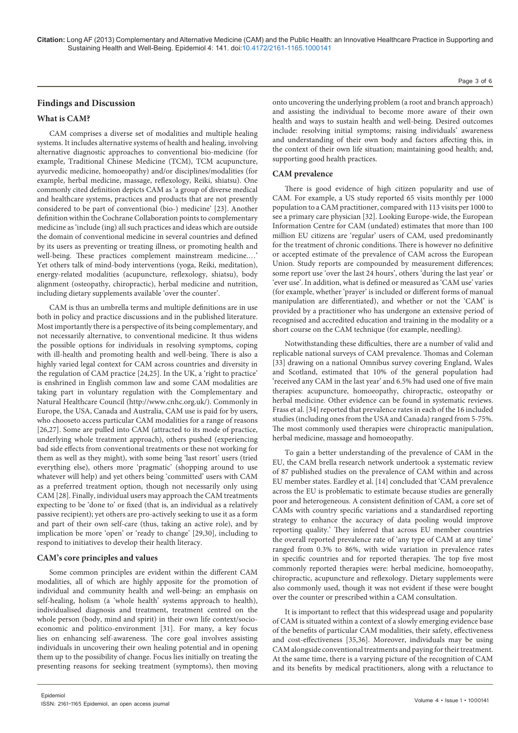## Findings and Discussion

### What is CAM?

CAM comprises a diverse set of modalities and multiple healing systems. It includes alternative systems of health and healing, involving alternative diagnostic approaches to conventional bio-medicine (for example, Traditional Chinese Medicine (TCM), TCM acupuncture, ayurvedic medicine, homoeopathy) and/or disciplines/modalities (for example, herbal medicine, massage, reflexology, Reiki, shiatsu). One commonly cited definition depicts CAM as 'a group of diverse medical and healthcare systems, practices and products that are not presently considered to be part of conventional (bio-) medicine' [23]. Another definition within the Cochrane Collaboration points to complementary medicine as 'include (ing) all such practices and ideas which are outside the domain of conventional medicine in several countries and defined by its users as preventing or treating illness, or promoting health and well-being. These practices complement mainstream medicine.…' Yet others talk of mind-body interventions (yoga, Reiki, meditation), energy-related modalities (acupuncture, reflexology, shiatsu), body alignment (osteopathy, chiropractic), herbal medicine and nutrition, including dietary supplements available 'over the counter'.

CAM is thus an umbrella terms and multiple definitions are in use both in policy and practice discussions and in the published literature. Most importantly there is a perspective of its being complementary, and not necessarily alternative, to conventional medicine. It thus widens the possible options for individuals in resolving symptoms, coping with ill-health and promoting health and well-being. There is also a highly varied legal context for CAM across countries and diversity in the regulation of CAM practice [24,25]. In the UK, a 'right to practice' is enshrined in English common law and some CAM modalities are taking part in voluntary regulation with the Complementary and Natural Healthcare Council (http://www.cnhc.org.uk/). Commonly in Europe, the USA, Canada and Australia, CAM use is paid for by users, who chooseto access particular CAM modalities for a range of reasons [26,27]. Some are pulled into CAM (attracted to its mode of practice, underlying whole treatment approach), others pushed (experiencing bad side effects from conventional treatments or these not working for them as well as they might), with some being 'last resort' users (tried everything else), others more 'pragmatic' (shopping around to use whatever will help) and yet others being 'committed' users with CAM as a preferred treatment option, though not necessarily only using CAM [28]. Finally, individual users may approach the CAM treatments expecting to be 'done to' or fixed (that is, an individual as a relatively passive recipient); yet others are pro-actively seeking to use it as a form and part of their own self-care (thus, taking an active role), and by implication be more 'open' or 'ready to change' [29,30], including to respond to initiatives to develop their health literacy.

### CAM's core principles and values

Some common principles are evident within the different CAM modalities, all of which are highly apposite for the promotion of individual and community health and well-being: an emphasis on self-healing, holism (a 'whole health' systems approach to health), individualised diagnosis and treatment, treatment centred on the whole person (body, mind and spirit) in their own life context/socio-economic and politico-environment [31]. For many, a key focus lies on enhancing self-awareness. The core goal involves assisting individuals in uncovering their own healing potential and in opening them up to the possibility of change. Focus lies initially on treating the presenting reasons for seeking treatment (symptoms), then moving onto uncovering the underlying problem (a root and branch approach) and assisting the individual to become more aware of their own health and ways to sustain health and well-being. Desired outcomes include: resolving initial symptoms; raising individuals' awareness and understanding of their own body and factors affecting this, in the context of their own life situation; maintaining good health; and, supporting good health practices.

### CAM prevalence

There is good evidence of high citizen popularity and use of CAM. For example, a US study reported 65 visits monthly per 1000 population to a CAM practitioner, compared with 113 visits per 1000 to see a primary care physician [32]. Looking Europe-wide, the European Information Centre for CAM (undated) estimates that more than 100 million EU citizens are 'regular' users of CAM, used predominantly for the treatment of chronic conditions. There is however no definitive or accepted estimate of the prevalence of CAM across the European Union. Study reports are compounded by measurement differences; some report use 'over the last 24 hours', others 'during the last year' or 'ever use'. In addition, what is defined or measured as 'CAM use' varies (for example, whether 'prayer' is included or different forms of manual manipulation are differentiated), and whether or not the 'CAM' is provided by a practitioner who has undergone an extensive period of recognised and accredited education and training in the modality or a short course on the CAM technique (for example, needling).

Notwithstanding these difficulties, there are a number of valid and replicable national surveys of CAM prevalence. Thomas and Coleman [33] drawing on a national Omnibus survey covering England, Wales and Scotland, estimated that 10% of the general population had 'received any CAM in the last year' and 6.5% had used one of five main therapies: acupuncture, homoeopathy, chiropractic, osteopathy or herbal medicine. Other evidence can be found in systematic reviews. Frass et al. [34] reported that prevalence rates in each of the 16 included studies (including ones from the USA and Canada) ranged from 5-75%. The most commonly used therapies were chiropractic manipulation, herbal medicine, massage and homoeopathy.

To gain a better understanding of the prevalence of CAM in the EU, the CAM brella research network undertook a systematic review of 87 published studies on the prevalence of CAM within and across EU member states. Eardley et al. [14] concluded that 'CAM prevalence across the EU is problematic to estimate because studies are generally poor and heterogeneous. A consistent definition of CAM, a core set of CAMs with country specific variations and a standardised reporting strategy to enhance the accuracy of data pooling would improve reporting quality.' They inferred that across EU member countries the overall reported prevalence rate of 'any type of CAM at any time' ranged from 0.3% to 86%, with wide variation in prevalence rates in specific countries and for reported therapies. The top five most commonly reported therapies were: herbal medicine, homoeopathy, chiropractic, acupuncture and reflexology. Dietary supplements were also commonly used, though it was not evident if these were bought over the counter or prescribed within a CAM consultation.

It is important to reflect that this widespread usage and popularity of CAM is situated within a context of a slowly emerging evidence base of the benefits of particular CAM modalities, their safety, effectiveness and cost-effectiveness [35,36]. Moreover, individuals may be using CAM alongside conventional treatments and paying for their treatment. At the same time, there is a varying picture of the recognition of CAM and its benefits by medical practitioners, along with a reluctance to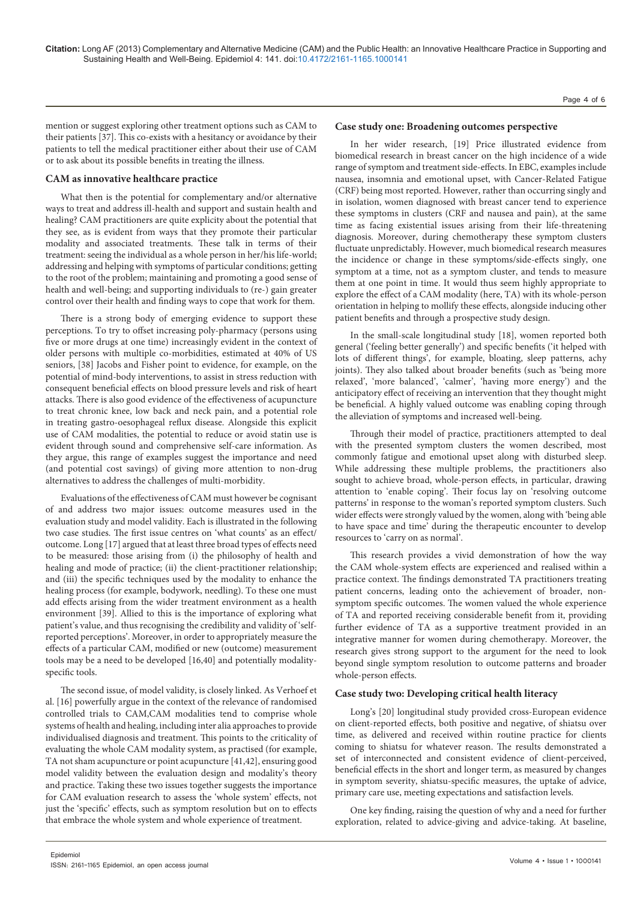mention or suggest exploring other treatment options such as CAM to their patients [37]. This co-exists with a hesitancy or avoidance by their patients to tell the medical practitioner either about their use of CAM or to ask about its possible benefits in treating the illness.

### CAM as innovative healthcare practice

What then is the potential for complementary and/or alternative ways to treat and address ill-health and support and sustain health and healing? CAM practitioners are quite explicity about the potential that they see, as is evident from ways that they promote their particular modality and associated treatments. These talk in terms of their treatment: seeing the individual as a whole person in her/his life-world; addressing and helping with symptoms of particular conditions; getting to the root of the problem; maintaining and promoting a good sense of health and well-being; and supporting individuals to (re-) gain greater control over their health and finding ways to cope that work for them.

There is a strong body of emerging evidence to support these perceptions. To try to offset increasing poly-pharmacy (persons using five or more drugs at one time) increasingly evident in the context of older persons with multiple co-morbidities, estimated at 40% of US seniors, [38] Jacobs and Fisher point to evidence, for example, on the potential of mind-body interventions, to assist in stress reduction with consequent beneficial effects on blood pressure levels and risk of heart attacks. There is also good evidence of the effectiveness of acupuncture to treat chronic knee, low back and neck pain, and a potential role in treating gastro-oesophageal reflux disease. Alongside this explicit use of CAM modalities, the potential to reduce or avoid statin use is evident through sound and comprehensive self-care information. As they argue, this range of examples suggest the importance and need (and potential cost savings) of giving more attention to non-drug alternatives to address the challenges of multi-morbidity.

Evaluations of the effectiveness of CAM must however be cognisant of and address two major issues: outcome measures used in the evaluation study and model validity. Each is illustrated in the following two case studies. The first issue centres on 'what counts' as an effect/outcome. Long [17] argued that at least three broad types of effects need to be measured: those arising from (i) the philosophy of health and healing and mode of practice; (ii) the client-practitioner relationship; and (iii) the specific techniques used by the modality to enhance the healing process (for example, bodywork, needling). To these one must add effects arising from the wider treatment environment as a health environment [39]. Allied to this is the importance of exploring what patient's value, and thus recognising the credibility and validity of 'self-reported perceptions'. Moreover, in order to appropriately measure the effects of a particular CAM, modified or new (outcome) measurement tools may be a need to be developed [16,40] and potentially modality-specific tools.

The second issue, of model validity, is closely linked. As Verhoef et al. [16] powerfully argue in the context of the relevance of randomised controlled trials to CAM,CAM modalities tend to comprise whole systems of health and healing, including inter alia approaches to provide individualised diagnosis and treatment. This points to the criticality of evaluating the whole CAM modality system, as practised (for example, TA not sham acupuncture or point acupuncture [41,42], ensuring good model validity between the evaluation design and modality's theory and practice. Taking these two issues together suggests the importance for CAM evaluation research to assess the 'whole system' effects, not just the 'specific' effects, such as symptom resolution but on to effects that embrace the whole system and whole experience of treatment.

### Case study one: Broadening outcomes perspective

In her wider research, [19] Price illustrated evidence from biomedical research in breast cancer on the high incidence of a wide range of symptom and treatment side-effects. In EBC, examples include nausea, insomnia and emotional upset, with Cancer-Related Fatigue (CRF) being most reported. However, rather than occurring singly and in isolation, women diagnosed with breast cancer tend to experience these symptoms in clusters (CRF and nausea and pain), at the same time as facing existential issues arising from their life-threatening diagnosis. Moreover, during chemotherapy these symptom clusters fluctuate unpredictably. However, much biomedical research measures the incidence or change in these symptoms/side-effects singly, one symptom at a time, not as a symptom cluster, and tends to measure them at one point in time. It would thus seem highly appropriate to explore the effect of a CAM modality (here, TA) with its whole-person orientation in helping to mollify these effects, alongside inducing other patient benefits and through a prospective study design.

In the small-scale longitudinal study [18], women reported both general ('feeling better generally') and specific benefits ('it helped with lots of different things', for example, bloating, sleep patterns, achy joints). They also talked about broader benefits (such as 'being more relaxed', 'more balanced', 'calmer', 'having more energy') and the anticipatory effect of receiving an intervention that they thought might be beneficial. A highly valued outcome was enabling coping through the alleviation of symptoms and increased well-being.

Through their model of practice, practitioners attempted to deal with the presented symptom clusters the women described, most commonly fatigue and emotional upset along with disturbed sleep. While addressing these multiple problems, the practitioners also sought to achieve broad, whole-person effects, in particular, drawing attention to 'enable coping'. Their focus lay on 'resolving outcome patterns' in response to the woman's reported symptom clusters. Such wider effects were strongly valued by the women, along with 'being able to have space and time' during the therapeutic encounter to develop resources to 'carry on as normal'.

This research provides a vivid demonstration of how the way the CAM whole-system effects are experienced and realised within a practice context. The findings demonstrated TA practitioners treating patient concerns, leading onto the achievement of broader, non-symptom specific outcomes. The women valued the whole experience of TA and reported receiving considerable benefit from it, providing further evidence of TA as a supportive treatment provided in an integrative manner for women during chemotherapy. Moreover, the research gives strong support to the argument for the need to look beyond single symptom resolution to outcome patterns and broader whole-person effects.

### Case study two: Developing critical health literacy

Long's [20] longitudinal study provided cross-European evidence on client-reported effects, both positive and negative, of shiatsu over time, as delivered and received within routine practice for clients coming to shiatsu for whatever reason. The results demonstrated a set of interconnected and consistent evidence of client-perceived, beneficial effects in the short and longer term, as measured by changes in symptom severity, shiatsu-specific measures, the uptake of advice, primary care use, meeting expectations and satisfaction levels.

One key finding, raising the question of why and a need for further exploration, related to advice-giving and advice-taking. At baseline,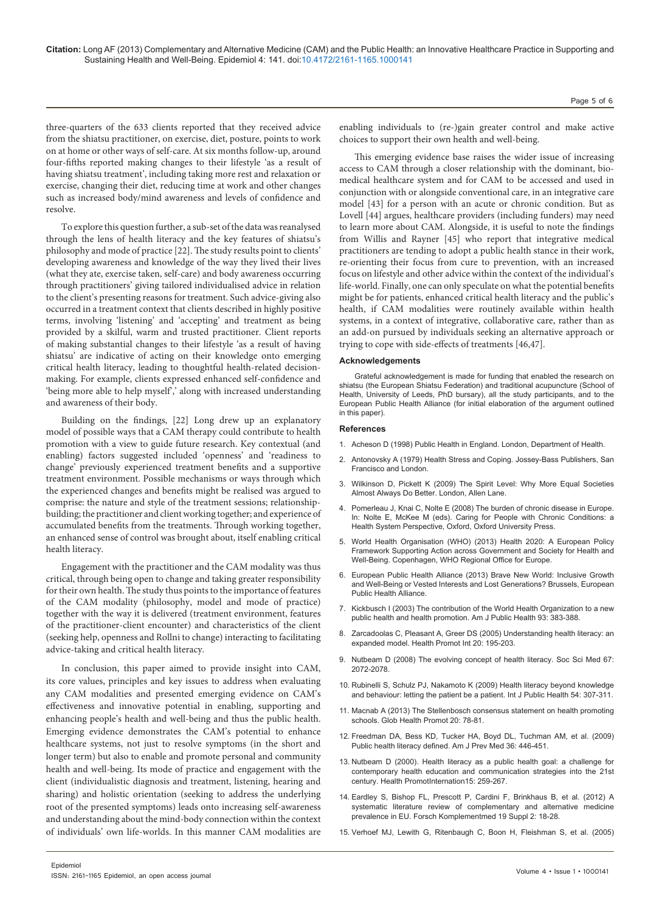three-quarters of the 633 clients reported that they received advice from the shiatsu practitioner, on exercise, diet, posture, points to work on at home or other ways of self-care. At six months follow-up, around four-fifths reported making changes to their lifestyle 'as a result of having shiatsu treatment', including taking more rest and relaxation or exercise, changing their diet, reducing time at work and other changes such as increased body/mind awareness and levels of confidence and resolve.

To explore this question further, a sub-set of the data was reanalysed through the lens of health literacy and the key features of shiatsu's philosophy and mode of practice [22]. The study results point to clients' developing awareness and knowledge of the way they lived their lives (what they ate, exercise taken, self-care) and body awareness occurring through practitioners' giving tailored individualised advice in relation to the client's presenting reasons for treatment. Such advice-giving also occurred in a treatment context that clients described in highly positive terms, involving 'listening' and 'accepting' and treatment as being provided by a skilful, warm and trusted practitioner. Client reports of making substantial changes to their lifestyle 'as a result of having shiatsu' are indicative of acting on their knowledge onto emerging critical health literacy, leading to thoughtful health-related decision-making. For example, clients expressed enhanced self-confidence and 'being more able to help myself',' along with increased understanding and awareness of their body.

Building on the findings, [22] Long drew up an explanatory model of possible ways that a CAM therapy could contribute to health promotion with a view to guide future research. Key contextual (and enabling) factors suggested included 'openness' and 'readiness to change' previously experienced treatment benefits and a supportive treatment environment. Possible mechanisms or ways through which the experienced changes and benefits might be realised was argued to comprise: the nature and style of the treatment sessions; relationship-building; the practitioner and client working together; and experience of accumulated benefits from the treatments. Through working together, an enhanced sense of control was brought about, itself enabling critical health literacy.

Engagement with the practitioner and the CAM modality was thus critical, through being open to change and taking greater responsibility for their own health. The study thus points to the importance of features of the CAM modality (philosophy, model and mode of practice) together with the way it is delivered (treatment environment, features of the practitioner-client encounter) and characteristics of the client (seeking help, openness and Rollni to change) interacting to facilitating advice-taking and critical health literacy.

In conclusion, this paper aimed to provide insight into CAM, its core values, principles and key issues to address when evaluating any CAM modalities and presented emerging evidence on CAM's effectiveness and innovative potential in enabling, supporting and enhancing people's health and well-being and thus the public health. Emerging evidence demonstrates the CAM's potential to enhance healthcare systems, not just to resolve symptoms (in the short and longer term) but also to enable and promote personal and community health and well-being. Its mode of practice and engagement with the client (individualistic diagnosis and treatment, listening, hearing and sharing) and holistic orientation (seeking to address the underlying root of the presented symptoms) leads onto increasing self-awareness and understanding about the mind-body connection within the context of individuals' own life-worlds. In this manner CAM modalities are enabling individuals to (re-)gain greater control and make active choices to support their own health and well-being.

This emerging evidence base raises the wider issue of increasing access to CAM through a closer relationship with the dominant, bio-medical healthcare system and for CAM to be accessed and used in conjunction with or alongside conventional care, in an integrative care model [43] for a person with an acute or chronic condition. But as Lovell [44] argues, healthcare providers (including funders) may need to learn more about CAM. Alongside, it is useful to note the findings from Willis and Rayner [45] who report that integrative medical practitioners are tending to adopt a public health stance in their work, re-orienting their focus from cure to prevention, with an increased focus on lifestyle and other advice within the context of the individual's life-world. Finally, one can only speculate on what the potential benefits might be for patients, enhanced critical health literacy and the public's health, if CAM modalities were routinely available within health systems, in a context of integrative, collaborative care, rather than as an add-on pursued by individuals seeking an alternative approach or trying to cope with side-effects of treatments [46,47].

## Acknowledgements

Grateful acknowledgement is made for funding that enabled the research on shiatsu (the European Shiatsu Federation) and traditional acupuncture (School of Health, University of Leeds, PhD bursary), all the study participants, and to the European Public Health Alliance (for initial elaboration of the argument outlined in this paper).

## References

1. Acheson D (1998) Public Health in England. London, Department of Health.
2. Antonovsky A (1979) Health Stress and Coping. Jossey-Bass Publishers, San Francisco and London.
3. Wilkinson D, Pickett K (2009) The Spirit Level: Why More Equal Societies Almost Always Do Better. London, Allen Lane.
4. Pomerleau J, Knai C, Nolte E (2008) The burden of chronic disease in Europe. In: Nolte E, McKee M (eds). Caring for People with Chronic Conditions: a Health System Perspective, Oxford, Oxford University Press.
5. World Health Organisation (WHO) (2013) Health 2020: A European Policy Framework Supporting Action across Government and Society for Health and Well-Being. Copenhagen, WHO Regional Office for Europe.
6. European Public Health Alliance (2013) Brave New World: Inclusive Growth and Well-Being or Vested Interests and Lost Generations? Brussels, European Public Health Alliance.
7. Kickbusch I (2003) The contribution of the World Health Organization to a new public health and health promotion. Am J Public Health 93: 383-388.
8. Zarcadoolas C, Pleasant A, Greer DS (2005) Understanding health literacy: an expanded model. Health Promot Int 20: 195-203.
9. Nutbeam D (2008) The evolving concept of health literacy. Soc Sci Med 67: 2072-2078.
10. Rubinelli S, Schulz PJ, Nakamoto K (2009) Health literacy beyond knowledge and behaviour: letting the patient be a patient. Int J Public Health 54: 307-311.
11. Macnab A (2013) The Stellenbosch consensus statement on health promoting schools. Glob Health Promot 20: 78-81.
12. Freedman DA, Bess KD, Tucker HA, Boyd DL, Tuchman AM, et al. (2009) Public health literacy defined. Am J Prev Med 36: 446-451.
13. Nutbeam D (2000). Health literacy as a public health goal: a challenge for contemporary health education and communication strategies into the 21st century. Health PromotInternation15: 259-267.
14. Eardley S, Bishop FL, Prescott P, Cardini F, Brinkhaus B, et al. (2012) A systematic literature review of complementary and alternative medicine prevalence in EU. Forsch Komplementmed 19 Suppl 2: 18-28.
15. Verhoef MJ, Lewith G, Ritenbaugh C, Boon H, Fleishman S, et al. (2005)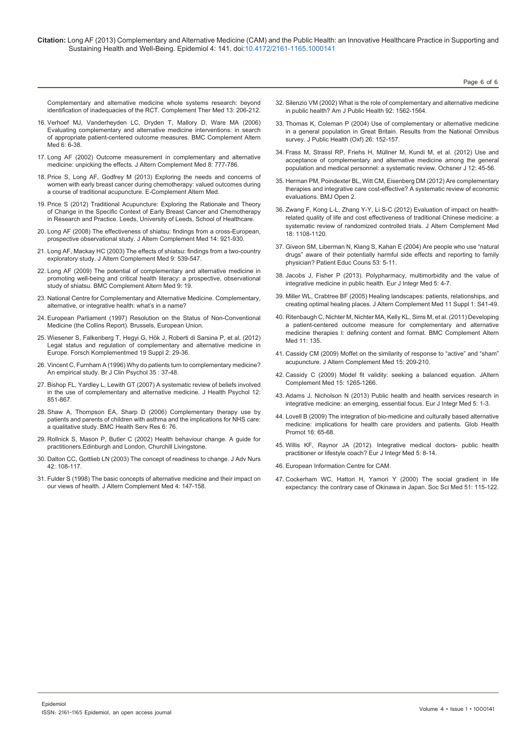Complementary and alternative medicine whole systems research: beyond identification of inadequacies of the RCT. Complement Ther Med 13: 206-212.

16. Verhoef MJ, Vanderheyden LC, Dryden T, Mallory D, Ware MA (2006) Evaluating complementary and alternative medicine interventions: in search of appropriate patient-centered outcome measures. BMC Complement Altern Med 6: 6-38.
17. Long AF (2002) Outcome measurement in complementary and alternative medicine: unpicking the effects. J Altern Complement Med 8: 777-786.
18. Price S, Long AF, Godfrey M (2013) Exploring the needs and concerns of women with early breast cancer during chemotherapy: valued outcomes during a course of traditional acupuncture. E-Complement Altern Med.
19. Price S (2012) Traditional Acupuncture: Exploring the Rationale and Theory of Change in the Specific Context of Early Breast Cancer and Chemotherapy in Research and Practice. Leeds, University of Leeds, School of Healthcare.
20. Long AF (2008) The effectiveness of shiatsu: findings from a cross-European, prospective observational study. J Altern Complement Med 14: 921-930.
21. Long AF, Mackay HC (2003) The effects of shiatsu: findings from a two-country exploratory study. J Altern Complement Med 9: 539-547.
22. Long AF (2009) The potential of complementary and alternative medicine in promoting well-being and critical health literacy: a prospective, observational study of shiatsu. BMC Complement Altern Med 9: 19.
23. National Centre for Complementary and Alternative Medicine. Complementary, alternative, or integrative health: what's in a name?
24. European Parliament (1997) Resolution on the Status of Non-Conventional Medicine (the Collins Report). Brussels, European Union.
25. Wiesener S, Falkenberg T, Hegyi G, Hök J, Roberti di Sarsina P, et al. (2012) Legal status and regulation of complementary and alternative medicine in Europe. Forsch Komplementmed 19 Suppl 2: 29-36.
26. Vincent C, Furnham A (1996) Why do patients turn to complementary medicine? An empirical study. Br J Clin Psychol 35 : 37-48.
27. Bishop FL, Yardley L, Lewith GT (2007) A systematic review of beliefs involved in the use of complementary and alternative medicine. J Health Psychol 12: 851-867.
28. Shaw A, Thompson EA, Sharp D (2006) Complementary therapy use by patients and parents of children with asthma and the implications for NHS care: a qualitative study. BMC Health Serv Res 6: 76.
29. Rollnick S, Mason P, Butler C (2002) Health behaviour change. A guide for practitioners.Edinburgh and London, Churchill Livingstone.
30. Dalton CC, Gottlieb LN (2003) The concept of readiness to change. J Adv Nurs 42: 108-117.
31. Fulder S (1998) The basic concepts of alternative medicine and their impact on our views of health. J Altern Complement Med 4: 147-158.
32. Silenzio VM (2002) What is the role of complementary and alternative medicine in public health? Am J Public Health 92: 1562-1564.
33. Thomas K, Coleman P (2004) Use of complementary or alternative medicine in a general population in Great Britain. Results from the National Omnibus survey. J Public Health (Oxf) 26: 152-157.
34. Frass M, Strassl RP, Friehs H, Müllner M, Kundi M, et al. (2012) Use and acceptance of complementary and alternative medicine among the general population and medical personnel: a systematic review. Ochsner J 12: 45-56.
35. Herman PM, Poindexter BL, Witt CM, Eisenberg DM (2012) Are complementary therapies and integrative care cost-effective? A systematic review of economic evaluations. BMJ Open 2.
36. Zwang F, Kong L-L, Zhang Y-Y, Li S-C (2012) Evaluation of impact on health-related quality of life and cost effectiveness of traditional Chinese medicine: a systematic review of randomized controlled trials. J Altern Complement Med 18: 1108-1120.
37. Giveon SM, Liberman N, Klang S, Kahan E (2004) Are people who use "natural drugs" aware of their potentially harmful side effects and reporting to family physician? Patient Educ Couns 53: 5-11.
38. Jacobs J, Fisher P (2013). Polypharmacy, multimorbidity and the value of integrative medicine in public health. Eur J Integr Med 5: 4-7.
39. Miller WL, Crabtree BF (2005) Healing landscapes: patients, relationships, and creating optimal healing places. J Altern Complement Med 11 Suppl 1: S41-49.
40. Ritenbaugh C, Nichter M, Nichter MA, Kelly KL, Sims M, et al. (2011) Developing a patient-centered outcome measure for complementary and alternative medicine therapies I: defining content and format. BMC Complement Altern Med 11: 135.
41. Cassidy CM (2009) Moffet on the similarity of response to "active" and "sham" acupuncture. J Altern Complement Med 15: 209-210.
42. Cassidy C (2009) Model fit validity: seeking a balanced equation. JAltern Complement Med 15: 1265-1266.
43. Adams J, Nicholson N (2013) Public health and health services research in integrative medicine: an emerging, essential focus. Eur J Integr Med 5: 1-3.
44. Lovell B (2009) The integration of bio-medicine and culturally based alternative medicine: implications for health care providers and patients. Glob Health Promot 16: 65-68.
45. Willis KF, Raynor JA (2012). Integrative medical doctors- public health practitioner or lifestyle coach? Eur J Integr Med 5: 8-14.
46. European Information Centre for CAM.
47. Cockerham WC, Hattori H, Yamori Y (2000) The social gradient in life expectancy: the contrary case of Okinawa in Japan. Soc Sci Med 51: 115-122.